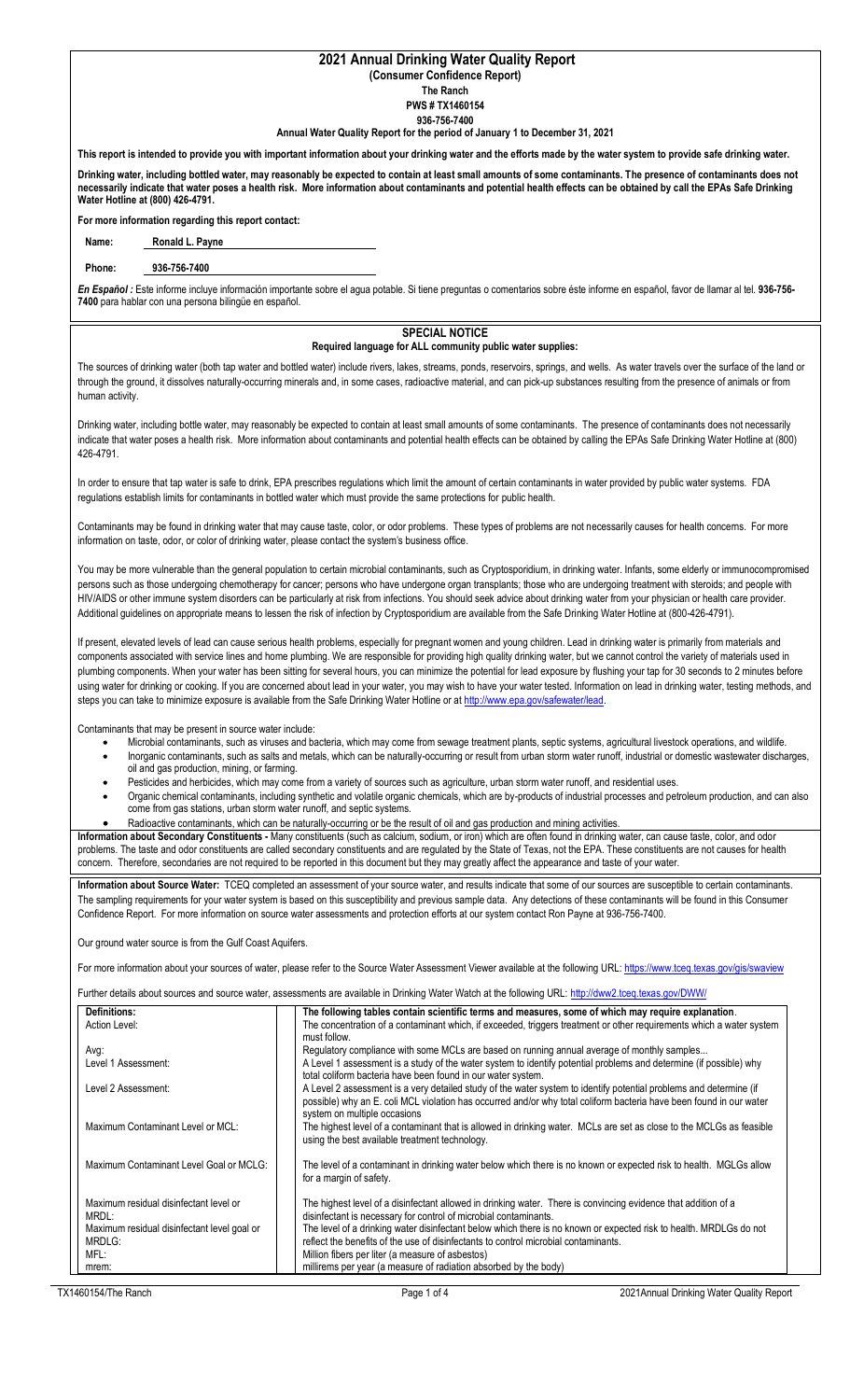# 2021 Annual Drinking Water Quality Report

**(Consumer Confidence Report)**

**The Ranch**

**PWS # TX1460154**

**936-756-7400**

**Annual Water Quality Report for the period of January 1 to December 31, 2021**

**This report is intended to provide you with important information about your drinking water and the efforts made by the water system to provide safe drinking water.**

**Drinking water, including bottled water, may reasonably be expected to contain at least small amounts of some contaminants. The presence of contaminants does not necessarily indicate that water poses a health risk. More information about contaminants and potential health effects can be obtained by call the EPAs Safe Drinking Water Hotline at (800) 426-4791.**

**For more information regarding this report contact:**

**Name:** **Ronald L. Payne**

**Phone:** **936-756-7400**

***En Español :*** Este informe incluye información importante sobre el agua potable. Si tiene preguntas o comentarios sobre éste informe en español, favor de llamar al tel. **936-756-7400** para hablar con una persona bilingüe en español.

## SPECIAL NOTICE

**Required language for ALL community public water supplies:**

The sources of drinking water (both tap water and bottled water) include rivers, lakes, streams, ponds, reservoirs, springs, and wells. As water travels over the surface of the land or through the ground, it dissolves naturally-occurring minerals and, in some cases, radioactive material, and can pick-up substances resulting from the presence of animals or from human activity.

Drinking water, including bottle water, may reasonably be expected to contain at least small amounts of some contaminants. The presence of contaminants does not necessarily indicate that water poses a health risk. More information about contaminants and potential health effects can be obtained by calling the EPAs Safe Drinking Water Hotline at (800) 426-4791.

In order to ensure that tap water is safe to drink, EPA prescribes regulations which limit the amount of certain contaminants in water provided by public water systems. FDA regulations establish limits for contaminants in bottled water which must provide the same protections for public health.

Contaminants may be found in drinking water that may cause taste, color, or odor problems. These types of problems are not necessarily causes for health concerns. For more information on taste, odor, or color of drinking water, please contact the system's business office.

You may be more vulnerable than the general population to certain microbial contaminants, such as Cryptosporidium, in drinking water. Infants, some elderly or immunocompromised persons such as those undergoing chemotherapy for cancer; persons who have undergone organ transplants; those who are undergoing treatment with steroids; and people with HIV/AIDS or other immune system disorders can be particularly at risk from infections. You should seek advice about drinking water from your physician or health care provider. Additional guidelines on appropriate means to lessen the risk of infection by Cryptosporidium are available from the Safe Drinking Water Hotline at (800-426-4791).

If present, elevated levels of lead can cause serious health problems, especially for pregnant women and young children. Lead in drinking water is primarily from materials and components associated with service lines and home plumbing. We are responsible for providing high quality drinking water, but we cannot control the variety of materials used in plumbing components. When your water has been sitting for several hours, you can minimize the potential for lead exposure by flushing your tap for 30 seconds to 2 minutes before using water for drinking or cooking. If you are concerned about lead in your water, you may wish to have your water tested. Information on lead in drinking water, testing methods, and steps you can take to minimize exposure is available from the Safe Drinking Water Hotline or at http://www.epa.gov/safewater/lead.

Contaminants that may be present in source water include:

- Microbial contaminants, such as viruses and bacteria, which may come from sewage treatment plants, septic systems, agricultural livestock operations, and wildlife.
- Inorganic contaminants, such as salts and metals, which can be naturally-occurring or result from urban storm water runoff, industrial or domestic wastewater discharges, oil and gas production, mining, or farming.
- Pesticides and herbicides, which may come from a variety of sources such as agriculture, urban storm water runoff, and residential uses.
- Organic chemical contaminants, including synthetic and volatile organic chemicals, which are by-products of industrial processes and petroleum production, and can also come from gas stations, urban storm water runoff, and septic systems.
- Radioactive contaminants, which can be naturally-occurring or be the result of oil and gas production and mining activities.

**Information about Secondary Constituents -** Many constituents (such as calcium, sodium, or iron) which are often found in drinking water, can cause taste, color, and odor problems. The taste and odor constituents are called secondary constituents and are regulated by the State of Texas, not the EPA. These constituents are not causes for health concern. Therefore, secondaries are not required to be reported in this document but they may greatly affect the appearance and taste of your water.

**Information about Source Water:** TCEQ completed an assessment of your source water, and results indicate that some of our sources are susceptible to certain contaminants. The sampling requirements for your water system is based on this susceptibility and previous sample data. Any detections of these contaminants will be found in this Consumer Confidence Report. For more information on source water assessments and protection efforts at our system contact Ron Payne at 936-756-7400.

Our ground water source is from the Gulf Coast Aquifers.

For more information about your sources of water, please refer to the Source Water Assessment Viewer available at the following URL: https://www.tceq.texas.gov/gis/swaview

Further details about sources and source water, assessments are available in Drinking Water Watch at the following URL: http://dww2.tceq.texas.gov/DWW/

| **Definitions:** | **The following tables contain scientific terms and measures, some of which may require explanation**. |
|---|---|
| Action Level: | The concentration of a contaminant which, if exceeded, triggers treatment or other requirements which a water system must follow. |
| Avg: | Regulatory compliance with some MCLs are based on running annual average of monthly samples... |
| Level 1 Assessment: | A Level 1 assessment is a study of the water system to identify potential problems and determine (if possible) why total coliform bacteria have been found in our water system. |
| Level 2 Assessment: | A Level 2 assessment is a very detailed study of the water system to identify potential problems and determine (if possible) why an E. coli MCL violation has occurred and/or why total coliform bacteria have been found in our water system on multiple occasions |
| Maximum Contaminant Level or MCL: | The highest level of a contaminant that is allowed in drinking water. MCLs are set as close to the MCLGs as feasible using the best available treatment technology. |
| Maximum Contaminant Level Goal or MCLG: | The level of a contaminant in drinking water below which there is no known or expected risk to health. MGLGs allow for a margin of safety. |
| Maximum residual disinfectant level or MRDL: | The highest level of a disinfectant allowed in drinking water. There is convincing evidence that addition of a disinfectant is necessary for control of microbial contaminants. |
| Maximum residual disinfectant level goal or MRDLG: | The level of a drinking water disinfectant below which there is no known or expected risk to health. MRDLGs do not reflect the benefits of the use of disinfectants to control microbial contaminants. |
| MFL: | Million fibers per liter (a measure of asbestos) |
| mrem: | millirems per year (a measure of radiation absorbed by the body) |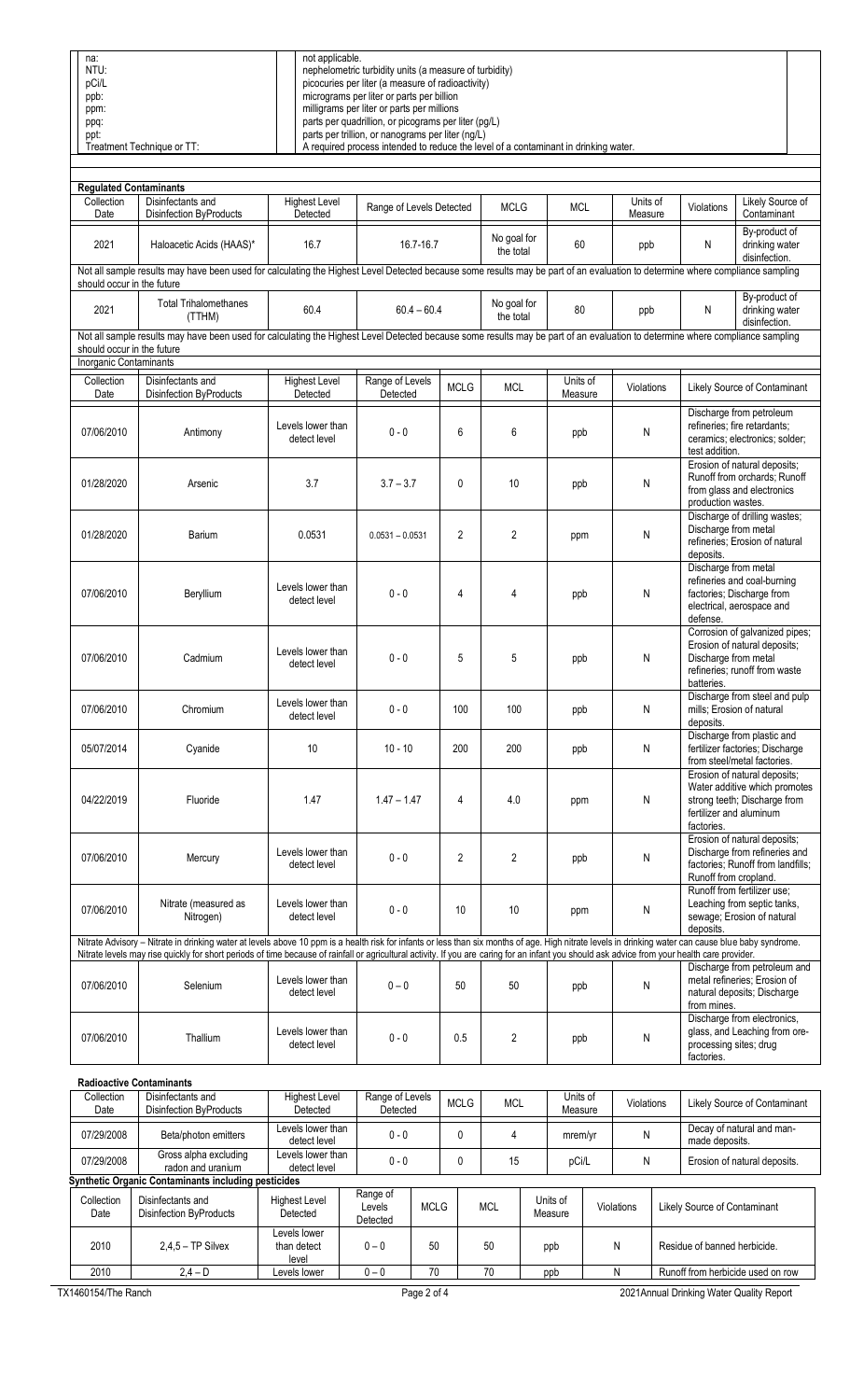| | |
|---|---|
| na: | not applicable. |
| NTU: | nephelometric turbidity units (a measure of turbidity) |
| pCi/L | picocuries per liter (a measure of radioactivity) |
| ppb: | micrograms per liter or parts per billion |
| ppm: | milligrams per liter or parts per millions |
| ppq: | parts per quadrillion, or picograms per liter (pg/L) |
| ppt: | parts per trillion, or nanograms per liter (ng/L) |
| Treatment Technique or TT: | A required process intended to reduce the level of a contaminant in drinking water. |

## Regulated Contaminants

| Collection Date | Disinfectants and Disinfection ByProducts | Highest Level Detected | Range of Levels Detected | MCLG | MCL | Units of Measure | Violations | Likely Source of Contaminant |
|---|---|---|---|---|---|---|---|---|
| 2021 | Haloacetic Acids (HAA5)* | 16.7 | 16.7-16.7 | No goal for the total | 60 | ppb | N | By-product of drinking water disinfection. |

Not all sample results may have been used for calculating the Highest Level Detected because some results may be part of an evaluation to determine where compliance sampling should occur in the future

| Collection Date | Disinfectants and Disinfection ByProducts | Highest Level Detected | Range of Levels Detected | MCLG | MCL | Units of Measure | Violations | Likely Source of Contaminant |
|---|---|---|---|---|---|---|---|---|
| 2021 | Total Trihalomethanes (TTHM) | 60.4 | 60.4 – 60.4 | No goal for the total | 80 | ppb | N | By-product of drinking water disinfection. |

Not all sample results may have been used for calculating the Highest Level Detected because some results may be part of an evaluation to determine where compliance sampling should occur in the future

### Inorganic Contaminants

| Collection Date | Disinfectants and Disinfection ByProducts | Highest Level Detected | Range of Levels Detected | MCLG | MCL | Units of Measure | Violations | Likely Source of Contaminant |
|---|---|---|---|---|---|---|---|---|
| 07/06/2010 | Antimony | Levels lower than detect level | 0 - 0 | 6 | 6 | ppb | N | Discharge from petroleum refineries; fire retardants; ceramics; electronics; solder; test addition. |
| 01/28/2020 | Arsenic | 3.7 | 3.7 – 3.7 | 0 | 10 | ppb | N | Erosion of natural deposits; Runoff from orchards; Runoff from glass and electronics production wastes. |
| 01/28/2020 | Barium | 0.0531 | 0.0531 – 0.0531 | 2 | 2 | ppm | N | Discharge of drilling wastes; Discharge from metal refineries; Erosion of natural deposits. |
| 07/06/2010 | Beryllium | Levels lower than detect level | 0 - 0 | 4 | 4 | ppb | N | Discharge from metal refineries and coal-burning factories; Discharge from electrical, aerospace and defense. |
| 07/06/2010 | Cadmium | Levels lower than detect level | 0 - 0 | 5 | 5 | ppb | N | Corrosion of galvanized pipes; Erosion of natural deposits; Discharge from metal refineries; runoff from waste batteries. |
| 07/06/2010 | Chromium | Levels lower than detect level | 0 - 0 | 100 | 100 | ppb | N | Discharge from steel and pulp mills; Erosion of natural deposits. |
| 05/07/2014 | Cyanide | 10 | 10 - 10 | 200 | 200 | ppb | N | Discharge from plastic and fertilizer factories; Discharge from steel/metal factories. |
| 04/22/2019 | Fluoride | 1.47 | 1.47 – 1.47 | 4 | 4.0 | ppm | N | Erosion of natural deposits; Water additive which promotes strong teeth; Discharge from fertilizer and aluminum factories. |
| 07/06/2010 | Mercury | Levels lower than detect level | 0 - 0 | 2 | 2 | ppb | N | Erosion of natural deposits; Discharge from refineries and factories; Runoff from landfills; Runoff from cropland. |
| 07/06/2010 | Nitrate (measured as Nitrogen) | Levels lower than detect level | 0 - 0 | 10 | 10 | ppm | N | Runoff from fertilizer use; Leaching from septic tanks, sewage; Erosion of natural deposits. |

Nitrate Advisory – Nitrate in drinking water at levels above 10 ppm is a health risk for infants or less than six months of age. High nitrate levels in drinking water can cause blue baby syndrome. Nitrate levels may rise quickly for short periods of time because of rainfall or agricultural activity. If you are caring for an infant you should ask advice from your health care provider.

| Collection Date | Disinfectants and Disinfection ByProducts | Highest Level Detected | Range of Levels Detected | MCLG | MCL | Units of Measure | Violations | Likely Source of Contaminant |
|---|---|---|---|---|---|---|---|---|
| 07/06/2010 | Selenium | Levels lower than detect level | 0 – 0 | 50 | 50 | ppb | N | Discharge from petroleum and metal refineries; Erosion of natural deposits; Discharge from mines. |
| 07/06/2010 | Thallium | Levels lower than detect level | 0 - 0 | 0.5 | 2 | ppb | N | Discharge from electronics, glass, and Leaching from ore-processing sites; drug factories. |

### Radioactive Contaminants

| Collection Date | Disinfectants and Disinfection ByProducts | Highest Level Detected | Range of Levels Detected | MCLG | MCL | Units of Measure | Violations | Likely Source of Contaminant |
|---|---|---|---|---|---|---|---|---|
| 07/29/2008 | Beta/photon emitters | Levels lower than detect level | 0 - 0 | 0 | 4 | mrem/yr | N | Decay of natural and man-made deposits. |
| 07/29/2008 | Gross alpha excluding radon and uranium | Levels lower than detect level | 0 - 0 | 0 | 15 | pCi/L | N | Erosion of natural deposits. |

### Synthetic Organic Contaminants including pesticides

| Collection Date | Disinfectants and Disinfection ByProducts | Highest Level Detected | Range of Levels Detected | MCLG | MCL | Units of Measure | Violations | Likely Source of Contaminant |
|---|---|---|---|---|---|---|---|---|
| 2010 | 2,4,5 – TP Silvex | Levels lower than detect level | 0 – 0 | 50 | 50 | ppb | N | Residue of banned herbicide. |
| 2010 | 2,4 – D | Levels lower | 0 – 0 | 70 | 70 | ppb | N | Runoff from herbicide used on row |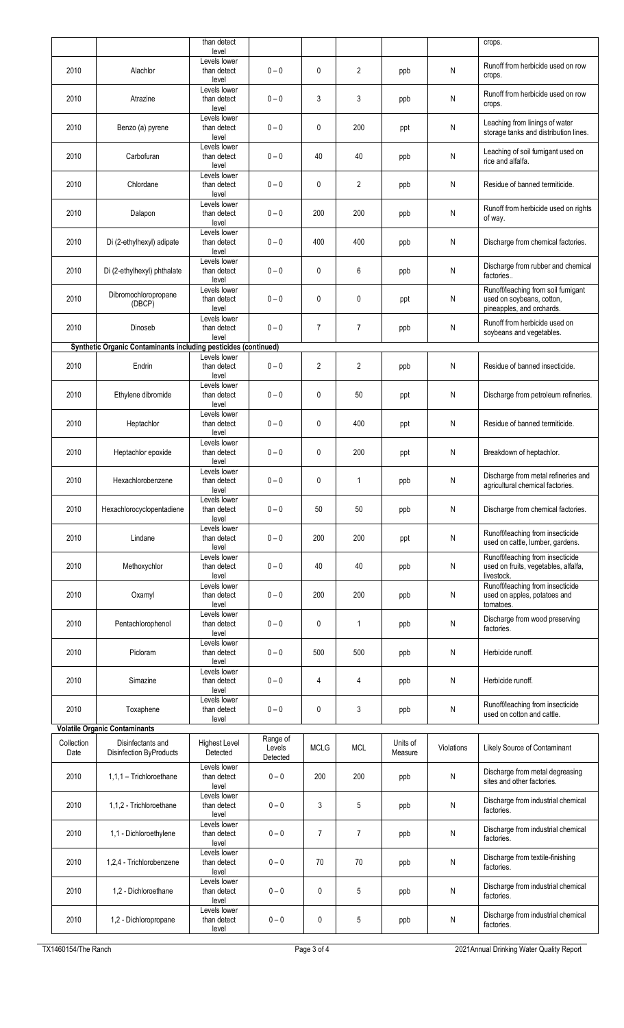| | | than detect level | | | | | | crops. |
|---|---|---|---|---|---|---|---|---|
| 2010 | Alachlor | Levels lower than detect level | 0 – 0 | 0 | 2 | ppb | N | Runoff from herbicide used on row crops. |
| 2010 | Atrazine | Levels lower than detect level | 0 – 0 | 3 | 3 | ppb | N | Runoff from herbicide used on row crops. |
| 2010 | Benzo (a) pyrene | Levels lower than detect level | 0 – 0 | 0 | 200 | ppt | N | Leaching from linings of water storage tanks and distribution lines. |
| 2010 | Carbofuran | Levels lower than detect level | 0 – 0 | 40 | 40 | ppb | N | Leaching of soil fumigant used on rice and alfalfa. |
| 2010 | Chlordane | Levels lower than detect level | 0 – 0 | 0 | 2 | ppb | N | Residue of banned termiticide. |
| 2010 | Dalapon | Levels lower than detect level | 0 – 0 | 200 | 200 | ppb | N | Runoff from herbicide used on rights of way. |
| 2010 | Di (2-ethylhexyl) adipate | Levels lower than detect level | 0 – 0 | 400 | 400 | ppb | N | Discharge from chemical factories. |
| 2010 | Di (2-ethylhexyl) phthalate | Levels lower than detect level | 0 – 0 | 0 | 6 | ppb | N | Discharge from rubber and chemical factories.. |
| 2010 | Dibromochloropropane (DBCP) | Levels lower than detect level | 0 – 0 | 0 | 0 | ppt | N | Runoff/leaching from soil fumigant used on soybeans, cotton, pineapples, and orchards. |
| 2010 | Dinoseb | Levels lower than detect level | 0 – 0 | 7 | 7 | ppb | N | Runoff from herbicide used on soybeans and vegetables. |
| **Synthetic Organic Contaminants including pesticides (continued)** | | | | | | | | |
| 2010 | Endrin | Levels lower than detect level | 0 – 0 | 2 | 2 | ppb | N | Residue of banned insecticide. |
| 2010 | Ethylene dibromide | Levels lower than detect level | 0 – 0 | 0 | 50 | ppt | N | Discharge from petroleum refineries. |
| 2010 | Heptachlor | Levels lower than detect level | 0 – 0 | 0 | 400 | ppt | N | Residue of banned termiticide. |
| 2010 | Heptachlor epoxide | Levels lower than detect level | 0 – 0 | 0 | 200 | ppt | N | Breakdown of heptachlor. |
| 2010 | Hexachlorobenzene | Levels lower than detect level | 0 – 0 | 0 | 1 | ppb | N | Discharge from metal refineries and agricultural chemical factories. |
| 2010 | Hexachlorocyclopentadiene | Levels lower than detect level | 0 – 0 | 50 | 50 | ppb | N | Discharge from chemical factories. |
| 2010 | Lindane | Levels lower than detect level | 0 – 0 | 200 | 200 | ppt | N | Runoff/leaching from insecticide used on cattle, lumber, gardens. |
| 2010 | Methoxychlor | Levels lower than detect level | 0 – 0 | 40 | 40 | ppb | N | Runoff/leaching from insecticide used on fruits, vegetables, alfalfa, livestock. |
| 2010 | Oxamyl | Levels lower than detect level | 0 – 0 | 200 | 200 | ppb | N | Runoff/leaching from insecticide used on apples, potatoes and tomatoes. |
| 2010 | Pentachlorophenol | Levels lower than detect level | 0 – 0 | 0 | 1 | ppb | N | Discharge from wood preserving factories. |
| 2010 | Picloram | Levels lower than detect level | 0 – 0 | 500 | 500 | ppb | N | Herbicide runoff. |
| 2010 | Simazine | Levels lower than detect level | 0 – 0 | 4 | 4 | ppb | N | Herbicide runoff. |
| 2010 | Toxaphene | Levels lower than detect level | 0 – 0 | 0 | 3 | ppb | N | Runoff/leaching from insecticide used on cotton and cattle. |

**Volatile Organic Contaminants**

| Collection Date | Disinfectants and Disinfection ByProducts | Highest Level Detected | Range of Levels Detected | MCLG | MCL | Units of Measure | Violations | Likely Source of Contaminant |
|---|---|---|---|---|---|---|---|---|
| 2010 | 1,1,1 – Trichloroethane | Levels lower than detect level | 0 – 0 | 200 | 200 | ppb | N | Discharge from metal degreasing sites and other factories. |
| 2010 | 1,1,2 - Trichloroethane | Levels lower than detect level | 0 – 0 | 3 | 5 | ppb | N | Discharge from industrial chemical factories. |
| 2010 | 1,1 - Dichloroethylene | Levels lower than detect level | 0 – 0 | 7 | 7 | ppb | N | Discharge from industrial chemical factories. |
| 2010 | 1,2,4 - Trichlorobenzene | Levels lower than detect level | 0 – 0 | 70 | 70 | ppb | N | Discharge from textile-finishing factories. |
| 2010 | 1,2 - Dichloroethane | Levels lower than detect level | 0 – 0 | 0 | 5 | ppb | N | Discharge from industrial chemical factories. |
| 2010 | 1,2 - Dichloropropane | Levels lower than detect level | 0 – 0 | 0 | 5 | ppb | N | Discharge from industrial chemical factories. |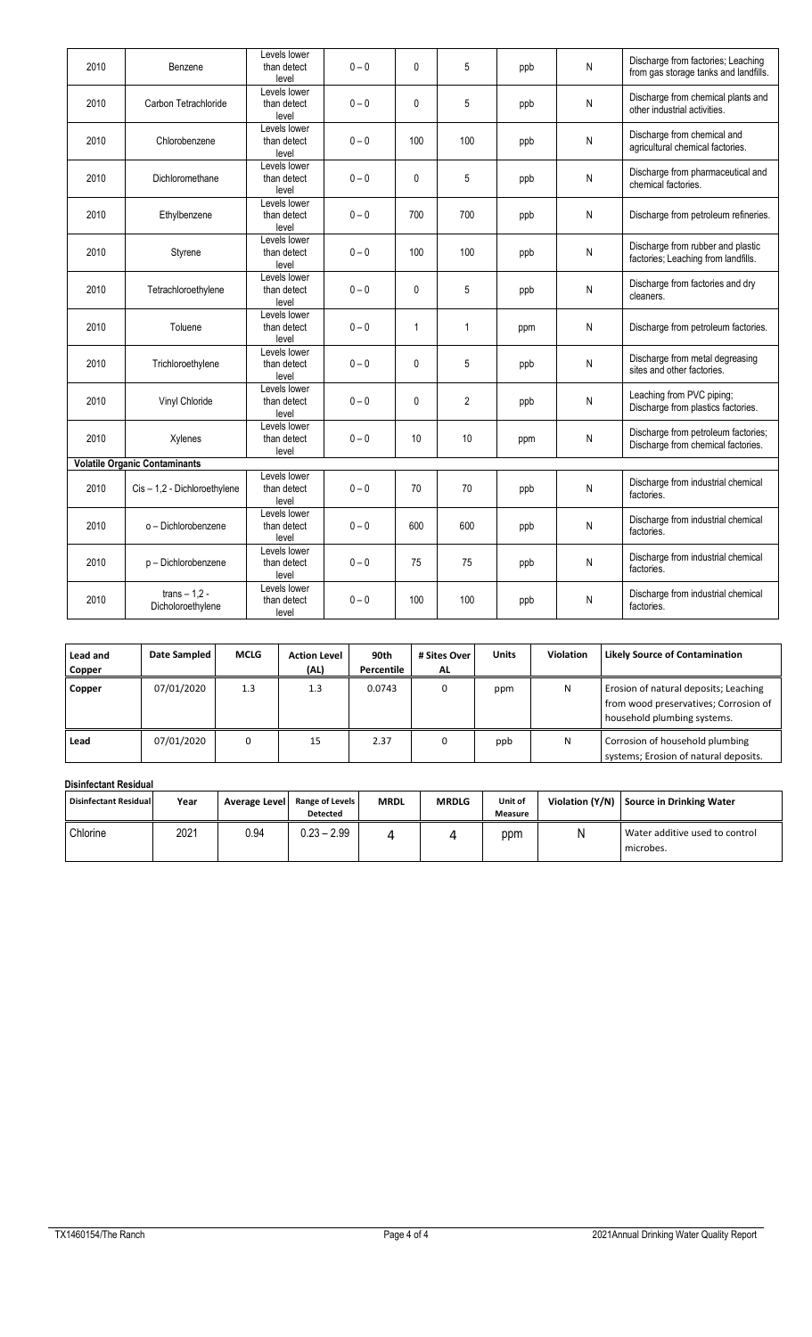| | | | | | | | | |
|---|---|---|---|---|---|---|---|---|
| 2010 | Benzene | Levels lower than detect level | 0 – 0 | 0 | 5 | ppb | N | Discharge from factories; Leaching from gas storage tanks and landfills. |
| 2010 | Carbon Tetrachloride | Levels lower than detect level | 0 – 0 | 0 | 5 | ppb | N | Discharge from chemical plants and other industrial activities. |
| 2010 | Chlorobenzene | Levels lower than detect level | 0 – 0 | 100 | 100 | ppb | N | Discharge from chemical and agricultural chemical factories. |
| 2010 | Dichloromethane | Levels lower than detect level | 0 – 0 | 0 | 5 | ppb | N | Discharge from pharmaceutical and chemical factories. |
| 2010 | Ethylbenzene | Levels lower than detect level | 0 – 0 | 700 | 700 | ppb | N | Discharge from petroleum refineries. |
| 2010 | Styrene | Levels lower than detect level | 0 – 0 | 100 | 100 | ppb | N | Discharge from rubber and plastic factories; Leaching from landfills. |
| 2010 | Tetrachloroethylene | Levels lower than detect level | 0 – 0 | 0 | 5 | ppb | N | Discharge from factories and dry cleaners. |
| 2010 | Toluene | Levels lower than detect level | 0 – 0 | 1 | 1 | ppm | N | Discharge from petroleum factories. |
| 2010 | Trichloroethylene | Levels lower than detect level | 0 – 0 | 0 | 5 | ppb | N | Discharge from metal degreasing sites and other factories. |
| 2010 | Vinyl Chloride | Levels lower than detect level | 0 – 0 | 0 | 2 | ppb | N | Leaching from PVC piping; Discharge from plastics factories. |
| 2010 | Xylenes | Levels lower than detect level | 0 – 0 | 10 | 10 | ppm | N | Discharge from petroleum factories; Discharge from chemical factories. |
| **Volatile Organic Contaminants** | | | | | | | | |
| 2010 | Cis – 1,2 - Dichloroethylene | Levels lower than detect level | 0 – 0 | 70 | 70 | ppb | N | Discharge from industrial chemical factories. |
| 2010 | o – Dichlorobenzene | Levels lower than detect level | 0 – 0 | 600 | 600 | ppb | N | Discharge from industrial chemical factories. |
| 2010 | p – Dichlorobenzene | Levels lower than detect level | 0 – 0 | 75 | 75 | ppb | N | Discharge from industrial chemical factories. |
| 2010 | trans – 1,2 - Dicholoroethylene | Levels lower than detect level | 0 – 0 | 100 | 100 | ppb | N | Discharge from industrial chemical factories. |

| Lead and Copper | Date Sampled | MCLG | Action Level (AL) | 90th Percentile | # Sites Over AL | Units | Violation | Likely Source of Contamination |
|---|---|---|---|---|---|---|---|---|
| **Copper** | 07/01/2020 | 1.3 | 1.3 | 0.0743 | 0 | ppm | N | Erosion of natural deposits; Leaching from wood preservatives; Corrosion of household plumbing systems. |
| **Lead** | 07/01/2020 | 0 | 15 | 2.37 | 0 | ppb | N | Corrosion of household plumbing systems; Erosion of natural deposits. |

**Disinfectant Residual**

| Disinfectant Residual | Year | Average Level | Range of Levels Detected | MRDL | MRDLG | Unit of Measure | Violation (Y/N) | Source in Drinking Water |
|---|---|---|---|---|---|---|---|---|
| Chlorine | 2021 | 0.94 | 0.23 – 2.99 | 4 | 4 | ppm | N | Water additive used to control microbes. |